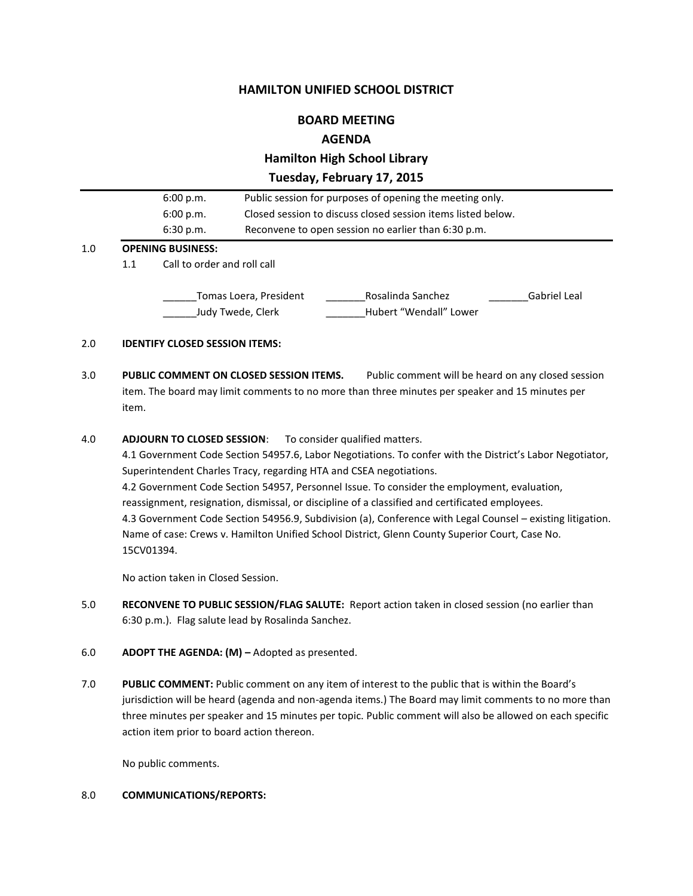# HAMILTON UNIFIED SCHOOL DISTRICT

## BOARD MEETING

## AGENDA

## Hamilton High School Library

## Tuesday, February 17, 2015

| | |
|---|---|
| 6:00 p.m. | Public session for purposes of opening the meeting only. |
| 6:00 p.m. | Closed session to discuss closed session items listed below. |
| 6:30 p.m. | Reconvene to open session no earlier than 6:30 p.m. |

1.0 **OPENING BUSINESS:**

1.1 Call to order and roll call

______Tomas Loera, President _______Rosalinda Sanchez _______Gabriel Leal
______Judy Twede, Clerk _______Hubert "Wendall" Lower

2.0 **IDENTIFY CLOSED SESSION ITEMS:**

3.0 **PUBLIC COMMENT ON CLOSED SESSION ITEMS.** Public comment will be heard on any closed session item. The board may limit comments to no more than three minutes per speaker and 15 minutes per item.

4.0 **ADJOURN TO CLOSED SESSION**: To consider qualified matters.

4.1 Government Code Section 54957.6, Labor Negotiations. To confer with the District's Labor Negotiator, Superintendent Charles Tracy, regarding HTA and CSEA negotiations.

4.2 Government Code Section 54957, Personnel Issue. To consider the employment, evaluation, reassignment, resignation, dismissal, or discipline of a classified and certificated employees.

4.3 Government Code Section 54956.9, Subdivision (a), Conference with Legal Counsel – existing litigation. Name of case: Crews v. Hamilton Unified School District, Glenn County Superior Court, Case No. 15CV01394.

No action taken in Closed Session.

5.0 **RECONVENE TO PUBLIC SESSION/FLAG SALUTE:** Report action taken in closed session (no earlier than 6:30 p.m.). Flag salute lead by Rosalinda Sanchez.

6.0 **ADOPT THE AGENDA: (M) –** Adopted as presented.

7.0 **PUBLIC COMMENT:** Public comment on any item of interest to the public that is within the Board's jurisdiction will be heard (agenda and non-agenda items.) The Board may limit comments to no more than three minutes per speaker and 15 minutes per topic. Public comment will also be allowed on each specific action item prior to board action thereon.

No public comments.

8.0 **COMMUNICATIONS/REPORTS:**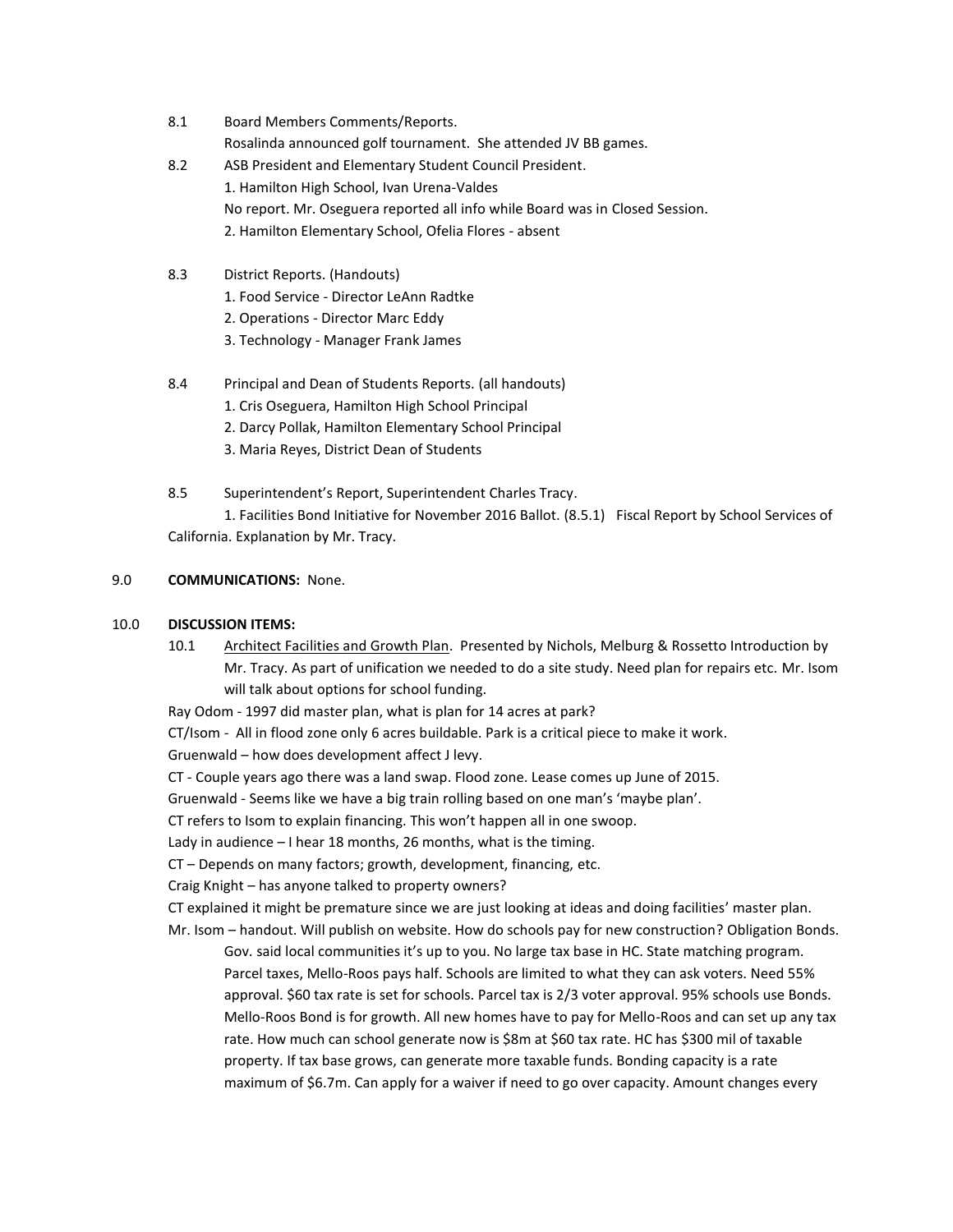8.1 Board Members Comments/Reports.
Rosalinda announced golf tournament. She attended JV BB games.

8.2 ASB President and Elementary Student Council President.
1. Hamilton High School, Ivan Urena-Valdes
No report. Mr. Oseguera reported all info while Board was in Closed Session.
2. Hamilton Elementary School, Ofelia Flores - absent

8.3 District Reports. (Handouts)
1. Food Service - Director LeAnn Radtke
2. Operations - Director Marc Eddy
3. Technology - Manager Frank James

8.4 Principal and Dean of Students Reports. (all handouts)
1. Cris Oseguera, Hamilton High School Principal
2. Darcy Pollak, Hamilton Elementary School Principal
3. Maria Reyes, District Dean of Students

8.5 Superintendent's Report, Superintendent Charles Tracy.
1. Facilities Bond Initiative for November 2016 Ballot. (8.5.1) Fiscal Report by School Services of California. Explanation by Mr. Tracy.

9.0 **COMMUNICATIONS:** None.

10.0 **DISCUSSION ITEMS:**

10.1 Architect Facilities and Growth Plan. Presented by Nichols, Melburg & Rossetto Introduction by Mr. Tracy. As part of unification we needed to do a site study. Need plan for repairs etc. Mr. Isom will talk about options for school funding.

Ray Odom - 1997 did master plan, what is plan for 14 acres at park?

CT/Isom - All in flood zone only 6 acres buildable. Park is a critical piece to make it work.

Gruenwald – how does development affect J levy.

CT - Couple years ago there was a land swap. Flood zone. Lease comes up June of 2015.

Gruenwald - Seems like we have a big train rolling based on one man's 'maybe plan'.

CT refers to Isom to explain financing. This won't happen all in one swoop.

Lady in audience – I hear 18 months, 26 months, what is the timing.

CT – Depends on many factors; growth, development, financing, etc.

Craig Knight – has anyone talked to property owners?

CT explained it might be premature since we are just looking at ideas and doing facilities' master plan.

Mr. Isom – handout. Will publish on website. How do schools pay for new construction? Obligation Bonds. Gov. said local communities it's up to you. No large tax base in HC. State matching program. Parcel taxes, Mello-Roos pays half. Schools are limited to what they can ask voters. Need 55% approval. $60 tax rate is set for schools. Parcel tax is 2/3 voter approval. 95% schools use Bonds. Mello-Roos Bond is for growth. All new homes have to pay for Mello-Roos and can set up any tax rate. How much can school generate now is $8m at $60 tax rate. HC has $300 mil of taxable property. If tax base grows, can generate more taxable funds. Bonding capacity is a rate maximum of $6.7m. Can apply for a waiver if need to go over capacity. Amount changes every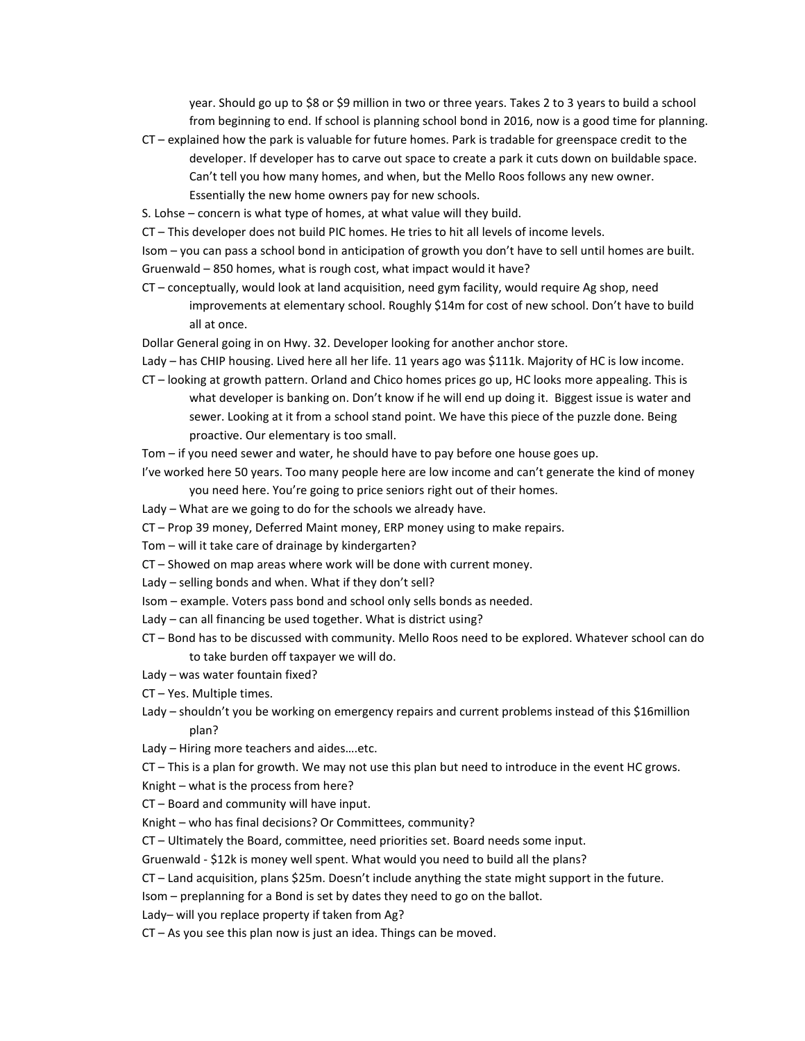year. Should go up to $8 or $9 million in two or three years. Takes 2 to 3 years to build a school from beginning to end. If school is planning school bond in 2016, now is a good time for planning.

CT – explained how the park is valuable for future homes. Park is tradable for greenspace credit to the developer. If developer has to carve out space to create a park it cuts down on buildable space. Can't tell you how many homes, and when, but the Mello Roos follows any new owner. Essentially the new home owners pay for new schools.

S. Lohse – concern is what type of homes, at what value will they build.

CT – This developer does not build PIC homes. He tries to hit all levels of income levels.

Isom – you can pass a school bond in anticipation of growth you don't have to sell until homes are built.

Gruenwald – 850 homes, what is rough cost, what impact would it have?

CT – conceptually, would look at land acquisition, need gym facility, would require Ag shop, need improvements at elementary school. Roughly $14m for cost of new school. Don't have to build all at once.

Dollar General going in on Hwy. 32. Developer looking for another anchor store.

Lady – has CHIP housing. Lived here all her life. 11 years ago was $111k. Majority of HC is low income.

CT – looking at growth pattern. Orland and Chico homes prices go up, HC looks more appealing. This is what developer is banking on. Don't know if he will end up doing it. Biggest issue is water and sewer. Looking at it from a school stand point. We have this piece of the puzzle done. Being proactive. Our elementary is too small.

Tom – if you need sewer and water, he should have to pay before one house goes up.

I've worked here 50 years. Too many people here are low income and can't generate the kind of money you need here. You're going to price seniors right out of their homes.

Lady – What are we going to do for the schools we already have.

CT – Prop 39 money, Deferred Maint money, ERP money using to make repairs.

Tom – will it take care of drainage by kindergarten?

CT – Showed on map areas where work will be done with current money.

Lady – selling bonds and when. What if they don't sell?

Isom – example. Voters pass bond and school only sells bonds as needed.

Lady – can all financing be used together. What is district using?

CT – Bond has to be discussed with community. Mello Roos need to be explored. Whatever school can do to take burden off taxpayer we will do.

Lady – was water fountain fixed?

CT – Yes. Multiple times.

Lady – shouldn't you be working on emergency repairs and current problems instead of this $16million plan?

Lady – Hiring more teachers and aides….etc.

CT – This is a plan for growth. We may not use this plan but need to introduce in the event HC grows.

Knight – what is the process from here?

CT – Board and community will have input.

Knight – who has final decisions? Or Committees, community?

CT – Ultimately the Board, committee, need priorities set. Board needs some input.

Gruenwald - $12k is money well spent. What would you need to build all the plans?

CT – Land acquisition, plans $25m. Doesn't include anything the state might support in the future.

Isom – preplanning for a Bond is set by dates they need to go on the ballot.

Lady– will you replace property if taken from Ag?

CT – As you see this plan now is just an idea. Things can be moved.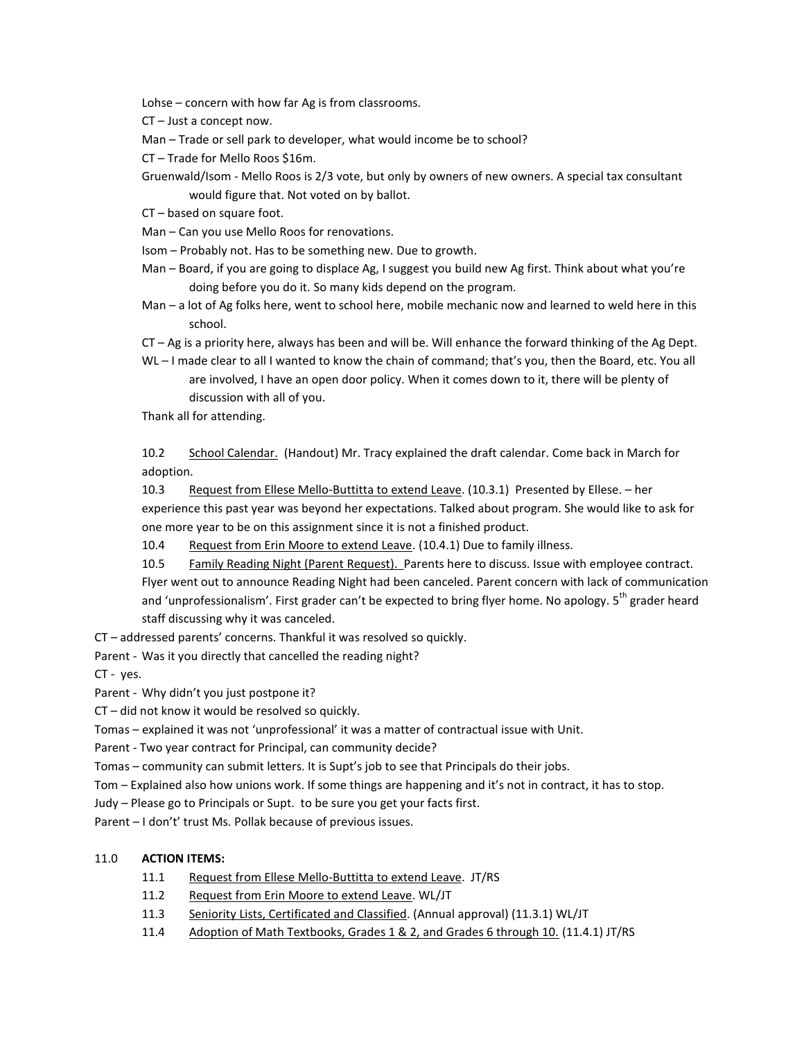Lohse – concern with how far Ag is from classrooms.

CT – Just a concept now.

Man – Trade or sell park to developer, what would income be to school?

CT – Trade for Mello Roos $16m.

Gruenwald/Isom - Mello Roos is 2/3 vote, but only by owners of new owners. A special tax consultant would figure that. Not voted on by ballot.

CT – based on square foot.

Man – Can you use Mello Roos for renovations.

Isom – Probably not. Has to be something new. Due to growth.

Man – Board, if you are going to displace Ag, I suggest you build new Ag first. Think about what you're doing before you do it. So many kids depend on the program.

Man – a lot of Ag folks here, went to school here, mobile mechanic now and learned to weld here in this school.

CT – Ag is a priority here, always has been and will be. Will enhance the forward thinking of the Ag Dept.

WL – I made clear to all I wanted to know the chain of command; that's you, then the Board, etc. You all are involved, I have an open door policy. When it comes down to it, there will be plenty of discussion with all of you.

Thank all for attending.

10.2 School Calendar. (Handout) Mr. Tracy explained the draft calendar. Come back in March for adoption.

10.3 Request from Ellese Mello-Buttitta to extend Leave. (10.3.1) Presented by Ellese. – her experience this past year was beyond her expectations. Talked about program. She would like to ask for one more year to be on this assignment since it is not a finished product.

10.4 Request from Erin Moore to extend Leave. (10.4.1) Due to family illness.

10.5 Family Reading Night (Parent Request). Parents here to discuss. Issue with employee contract. Flyer went out to announce Reading Night had been canceled. Parent concern with lack of communication and 'unprofessionalism'. First grader can't be expected to bring flyer home. No apology. 5th grader heard staff discussing why it was canceled.

CT – addressed parents' concerns. Thankful it was resolved so quickly.

Parent - Was it you directly that cancelled the reading night?

CT - yes.

Parent - Why didn't you just postpone it?

CT – did not know it would be resolved so quickly.

Tomas – explained it was not 'unprofessional' it was a matter of contractual issue with Unit.

Parent - Two year contract for Principal, can community decide?

Tomas – community can submit letters. It is Supt's job to see that Principals do their jobs.

Tom – Explained also how unions work. If some things are happening and it's not in contract, it has to stop.

Judy – Please go to Principals or Supt. to be sure you get your facts first.

Parent – I don't' trust Ms. Pollak because of previous issues.

11.0 **ACTION ITEMS:**

11.1 Request from Ellese Mello-Buttitta to extend Leave. JT/RS

11.2 Request from Erin Moore to extend Leave. WL/JT

11.3 Seniority Lists, Certificated and Classified. (Annual approval) (11.3.1) WL/JT

11.4 Adoption of Math Textbooks, Grades 1 & 2, and Grades 6 through 10. (11.4.1) JT/RS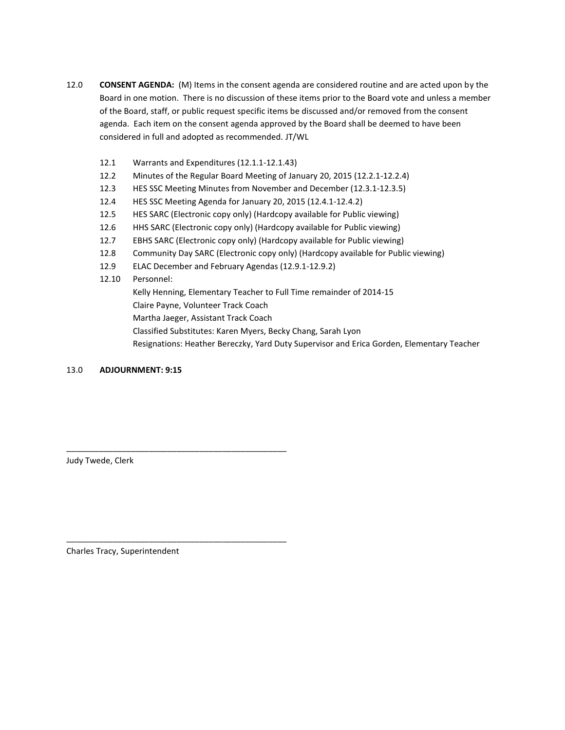12.0 **CONSENT AGENDA:** (M) Items in the consent agenda are considered routine and are acted upon by the Board in one motion. There is no discussion of these items prior to the Board vote and unless a member of the Board, staff, or public request specific items be discussed and/or removed from the consent agenda. Each item on the consent agenda approved by the Board shall be deemed to have been considered in full and adopted as recommended. JT/WL

- 12.1 Warrants and Expenditures (12.1.1-12.1.43)
- 12.2 Minutes of the Regular Board Meeting of January 20, 2015 (12.2.1-12.2.4)
- 12.3 HES SSC Meeting Minutes from November and December (12.3.1-12.3.5)
- 12.4 HES SSC Meeting Agenda for January 20, 2015 (12.4.1-12.4.2)
- 12.5 HES SARC (Electronic copy only) (Hardcopy available for Public viewing)
- 12.6 HHS SARC (Electronic copy only) (Hardcopy available for Public viewing)
- 12.7 EBHS SARC (Electronic copy only) (Hardcopy available for Public viewing)
- 12.8 Community Day SARC (Electronic copy only) (Hardcopy available for Public viewing)
- 12.9 ELAC December and February Agendas (12.9.1-12.9.2)
- 12.10 Personnel:
  - Kelly Henning, Elementary Teacher to Full Time remainder of 2014-15
  - Claire Payne, Volunteer Track Coach
  - Martha Jaeger, Assistant Track Coach
  - Classified Substitutes: Karen Myers, Becky Chang, Sarah Lyon
  - Resignations: Heather Bereczky, Yard Duty Supervisor and Erica Gorden, Elementary Teacher

13.0 **ADJOURNMENT: 9:15**

_________________________________________________

Judy Twede, Clerk

_________________________________________________

Charles Tracy, Superintendent